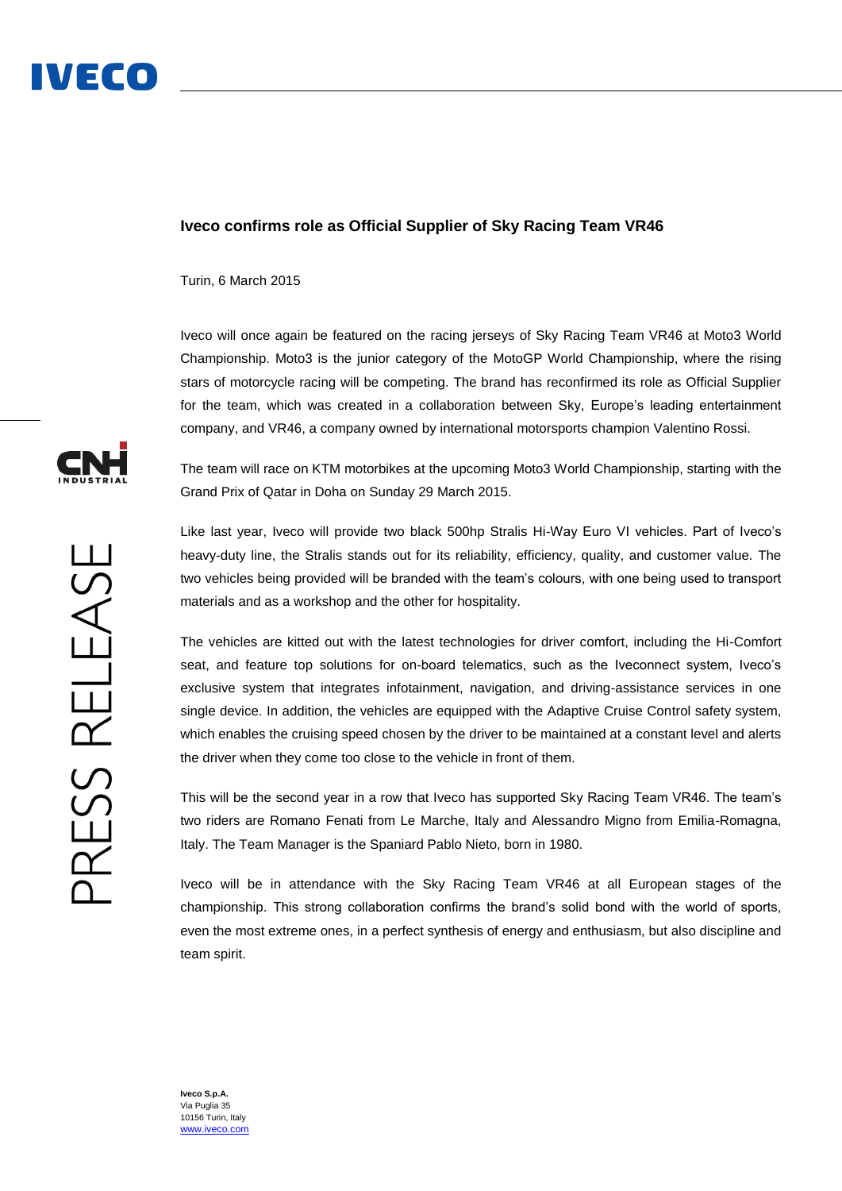# Iveco confirms role as Official Supplier of Sky Racing Team VR46

Turin, 6 March 2015

Iveco will once again be featured on the racing jerseys of Sky Racing Team VR46 at Moto3 World Championship. Moto3 is the junior category of the MotoGP World Championship, where the rising stars of motorcycle racing will be competing. The brand has reconfirmed its role as Official Supplier for the team, which was created in a collaboration between Sky, Europe's leading entertainment company, and VR46, a company owned by international motorsports champion Valentino Rossi.

The team will race on KTM motorbikes at the upcoming Moto3 World Championship, starting with the Grand Prix of Qatar in Doha on Sunday 29 March 2015.

Like last year, Iveco will provide two black 500hp Stralis Hi-Way Euro VI vehicles. Part of Iveco's heavy-duty line, the Stralis stands out for its reliability, efficiency, quality, and customer value. The two vehicles being provided will be branded with the team's colours, with one being used to transport materials and as a workshop and the other for hospitality.

The vehicles are kitted out with the latest technologies for driver comfort, including the Hi-Comfort seat, and feature top solutions for on-board telematics, such as the Iveconnect system, Iveco's exclusive system that integrates infotainment, navigation, and driving-assistance services in one single device. In addition, the vehicles are equipped with the Adaptive Cruise Control safety system, which enables the cruising speed chosen by the driver to be maintained at a constant level and alerts the driver when they come too close to the vehicle in front of them.

This will be the second year in a row that Iveco has supported Sky Racing Team VR46. The team's two riders are Romano Fenati from Le Marche, Italy and Alessandro Migno from Emilia-Romagna, Italy. The Team Manager is the Spaniard Pablo Nieto, born in 1980.

Iveco will be in attendance with the Sky Racing Team VR46 at all European stages of the championship. This strong collaboration confirms the brand's solid bond with the world of sports, even the most extreme ones, in a perfect synthesis of energy and enthusiasm, but also discipline and team spirit.

**Iveco S.p.A.**
Via Puglia 35
10156 Turin, Italy
www.iveco.com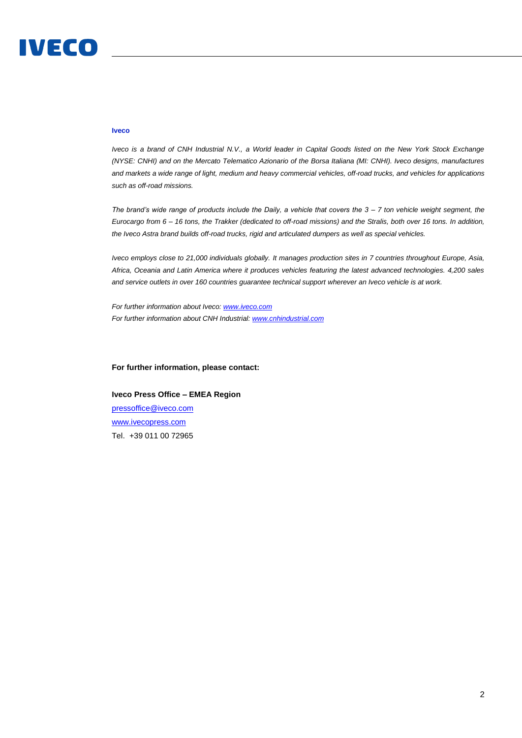**Iveco**

*Iveco is a brand of CNH Industrial N.V., a World leader in Capital Goods listed on the New York Stock Exchange (NYSE: CNHI) and on the Mercato Telematico Azionario of the Borsa Italiana (MI: CNHI). Iveco designs, manufactures and markets a wide range of light, medium and heavy commercial vehicles, off-road trucks, and vehicles for applications such as off-road missions.*

*The brand's wide range of products include the Daily, a vehicle that covers the 3 – 7 ton vehicle weight segment, the Eurocargo from 6 – 16 tons, the Trakker (dedicated to off-road missions) and the Stralis, both over 16 tons. In addition, the Iveco Astra brand builds off-road trucks, rigid and articulated dumpers as well as special vehicles.*

*Iveco employs close to 21,000 individuals globally. It manages production sites in 7 countries throughout Europe, Asia, Africa, Oceania and Latin America where it produces vehicles featuring the latest advanced technologies. 4,200 sales and service outlets in over 160 countries guarantee technical support wherever an Iveco vehicle is at work.*

*For further information about Iveco: www.iveco.com*
*For further information about CNH Industrial: www.cnhindustrial.com*

**For further information, please contact:**

**Iveco Press Office – EMEA Region**
pressoffice@iveco.com
www.ivecopress.com
Tel. +39 011 00 72965